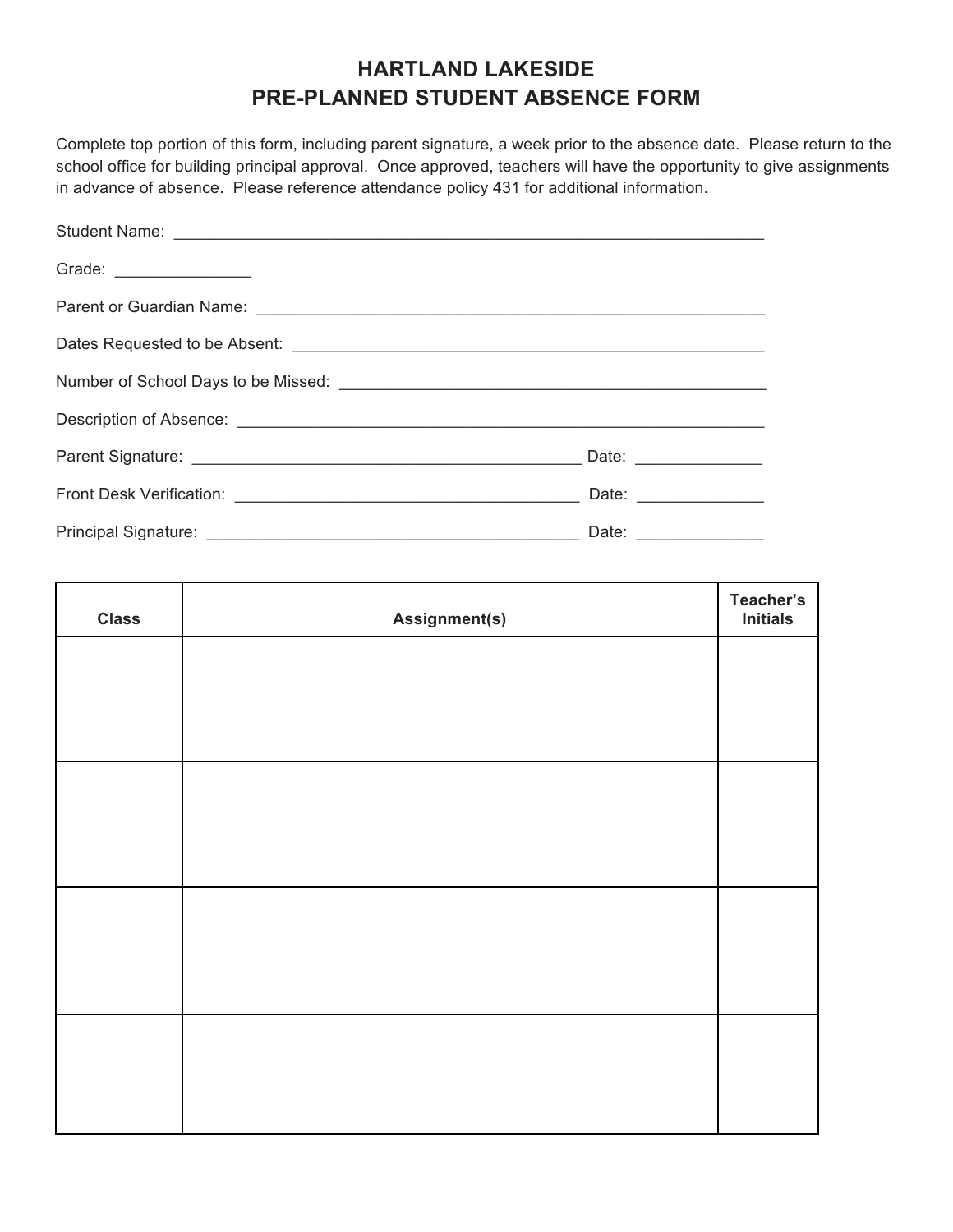# HARTLAND LAKESIDE
# PRE-PLANNED STUDENT ABSENCE FORM

Complete top portion of this form, including parent signature, a week prior to the absence date. Please return to the school office for building principal approval. Once approved, teachers will have the opportunity to give assignments in advance of absence. Please reference attendance policy 431 for additional information.

Student Name: ____________________________________________________________________

Grade: _______________

Parent or Guardian Name: _________________________________________________________

Dates Requested to be Absent: _____________________________________________________

Number of School Days to be Missed: _______________________________________________

Description of Absence: ___________________________________________________________

Parent Signature: ____________________________________________ Date: ______________

Front Desk Verification: _______________________________________ Date: ______________

Principal Signature: __________________________________________ Date: ______________

| Class | Assignment(s) | Teacher's Initials |
|---|---|---|
| | | |
| | | |
| | | |
| | | |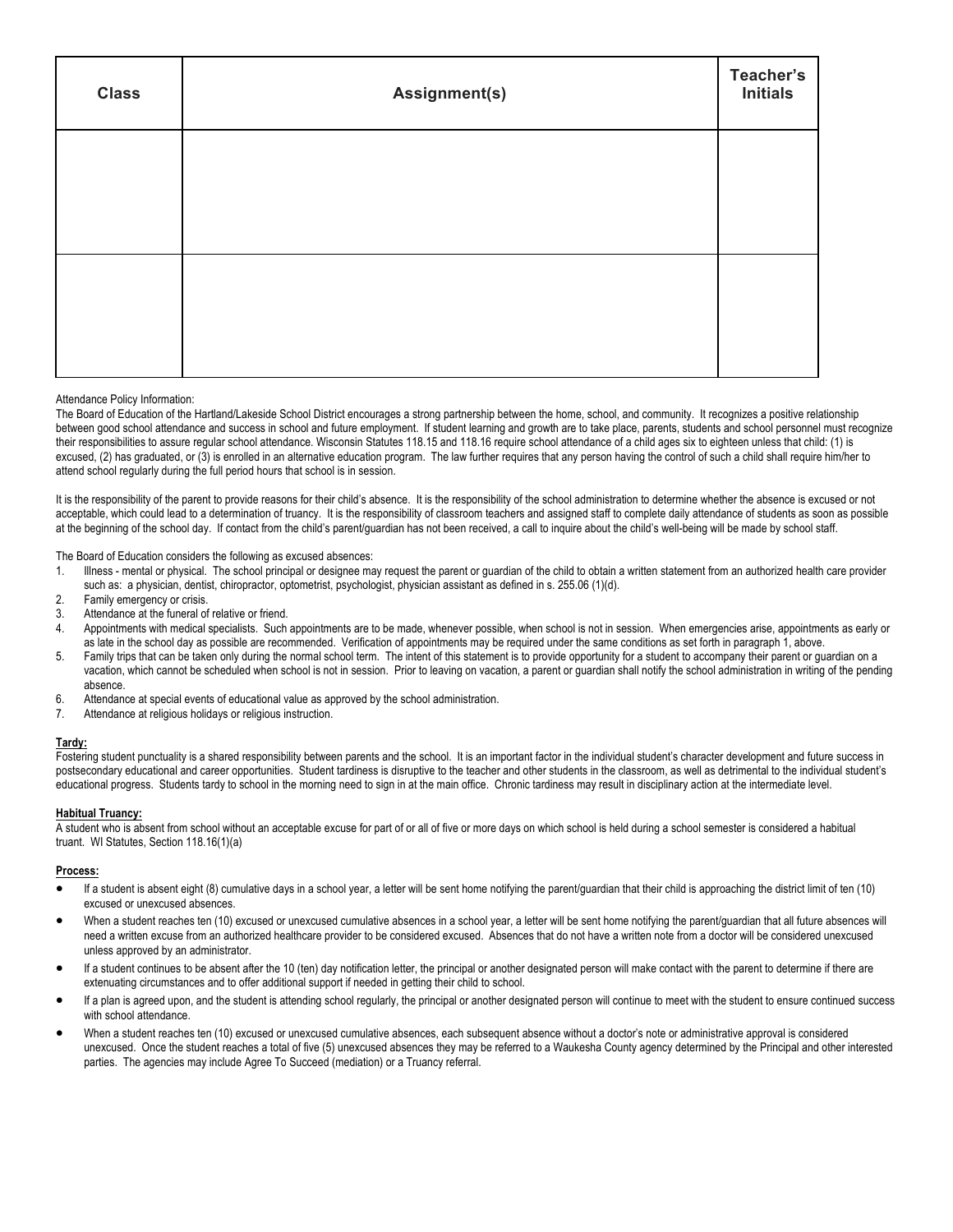| Class | Assignment(s) | Teacher's Initials |
| --- | --- | --- |
| | | |
| | | |

Attendance Policy Information:

The Board of Education of the Hartland/Lakeside School District encourages a strong partnership between the home, school, and community. It recognizes a positive relationship between good school attendance and success in school and future employment. If student learning and growth are to take place, parents, students and school personnel must recognize their responsibilities to assure regular school attendance. Wisconsin Statutes 118.15 and 118.16 require school attendance of a child ages six to eighteen unless that child: (1) is excused, (2) has graduated, or (3) is enrolled in an alternative education program. The law further requires that any person having the control of such a child shall require him/her to attend school regularly during the full period hours that school is in session.

It is the responsibility of the parent to provide reasons for their child's absence. It is the responsibility of the school administration to determine whether the absence is excused or not acceptable, which could lead to a determination of truancy. It is the responsibility of classroom teachers and assigned staff to complete daily attendance of students as soon as possible at the beginning of the school day. If contact from the child's parent/guardian has not been received, a call to inquire about the child's well-being will be made by school staff.

The Board of Education considers the following as excused absences:

1. Illness - mental or physical. The school principal or designee may request the parent or guardian of the child to obtain a written statement from an authorized health care provider such as: a physician, dentist, chiropractor, optometrist, psychologist, physician assistant as defined in s. 255.06 (1)(d).
2. Family emergency or crisis.
3. Attendance at the funeral of relative or friend.
4. Appointments with medical specialists. Such appointments are to be made, whenever possible, when school is not in session. When emergencies arise, appointments as early or as late in the school day as possible are recommended. Verification of appointments may be required under the same conditions as set forth in paragraph 1, above.
5. Family trips that can be taken only during the normal school term. The intent of this statement is to provide opportunity for a student to accompany their parent or guardian on a vacation, which cannot be scheduled when school is not in session. Prior to leaving on vacation, a parent or guardian shall notify the school administration in writing of the pending absence.
6. Attendance at special events of educational value as approved by the school administration.
7. Attendance at religious holidays or religious instruction.

**Tardy:**

Fostering student punctuality is a shared responsibility between parents and the school. It is an important factor in the individual student's character development and future success in postsecondary educational and career opportunities. Student tardiness is disruptive to the teacher and other students in the classroom, as well as detrimental to the individual student's educational progress. Students tardy to school in the morning need to sign in at the main office. Chronic tardiness may result in disciplinary action at the intermediate level.

**Habitual Truancy:**

A student who is absent from school without an acceptable excuse for part of or all of five or more days on which school is held during a school semester is considered a habitual truant. WI Statutes, Section 118.16(1)(a)

**Process:**

- If a student is absent eight (8) cumulative days in a school year, a letter will be sent home notifying the parent/guardian that their child is approaching the district limit of ten (10) excused or unexcused absences.
- When a student reaches ten (10) excused or unexcused cumulative absences in a school year, a letter will be sent home notifying the parent/guardian that all future absences will need a written excuse from an authorized healthcare provider to be considered excused. Absences that do not have a written note from a doctor will be considered unexcused unless approved by an administrator.
- If a student continues to be absent after the 10 (ten) day notification letter, the principal or another designated person will make contact with the parent to determine if there are extenuating circumstances and to offer additional support if needed in getting their child to school.
- If a plan is agreed upon, and the student is attending school regularly, the principal or another designated person will continue to meet with the student to ensure continued success with school attendance.
- When a student reaches ten (10) excused or unexcused cumulative absences, each subsequent absence without a doctor's note or administrative approval is considered unexcused. Once the student reaches a total of five (5) unexcused absences they may be referred to a Waukesha County agency determined by the Principal and other interested parties. The agencies may include Agree To Succeed (mediation) or a Truancy referral.